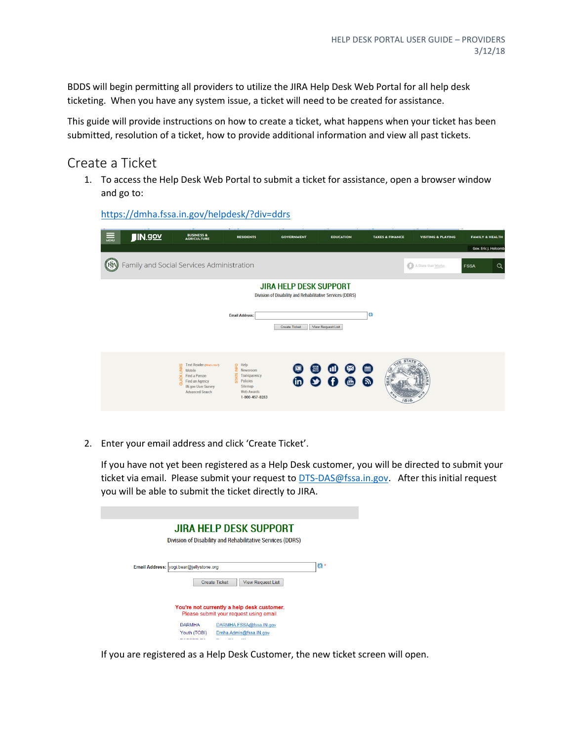BDDS will begin permitting all providers to utilize the JIRA Help Desk Web Portal for all help desk ticketing. When you have any system issue, a ticket will need to be created for assistance.

This guide will provide instructions on how to create a ticket, what happens when your ticket has been submitted, resolution of a ticket, how to provide additional information and view all past tickets.

## Create a Ticket

1. To access the Help Desk Web Portal to submit a ticket for assistance, open a browser window and go to:

   https://dmha.fssa.in.gov/helpdesk/?div=ddrs

2. Enter your email address and click 'Create Ticket'.

   If you have not yet been registered as a Help Desk customer, you will be directed to submit your ticket via email. Please submit your request to DTS-DAS@fssa.in.gov. After this initial request you will be able to submit the ticket directly to JIRA.

   If you are registered as a Help Desk Customer, the new ticket screen will open.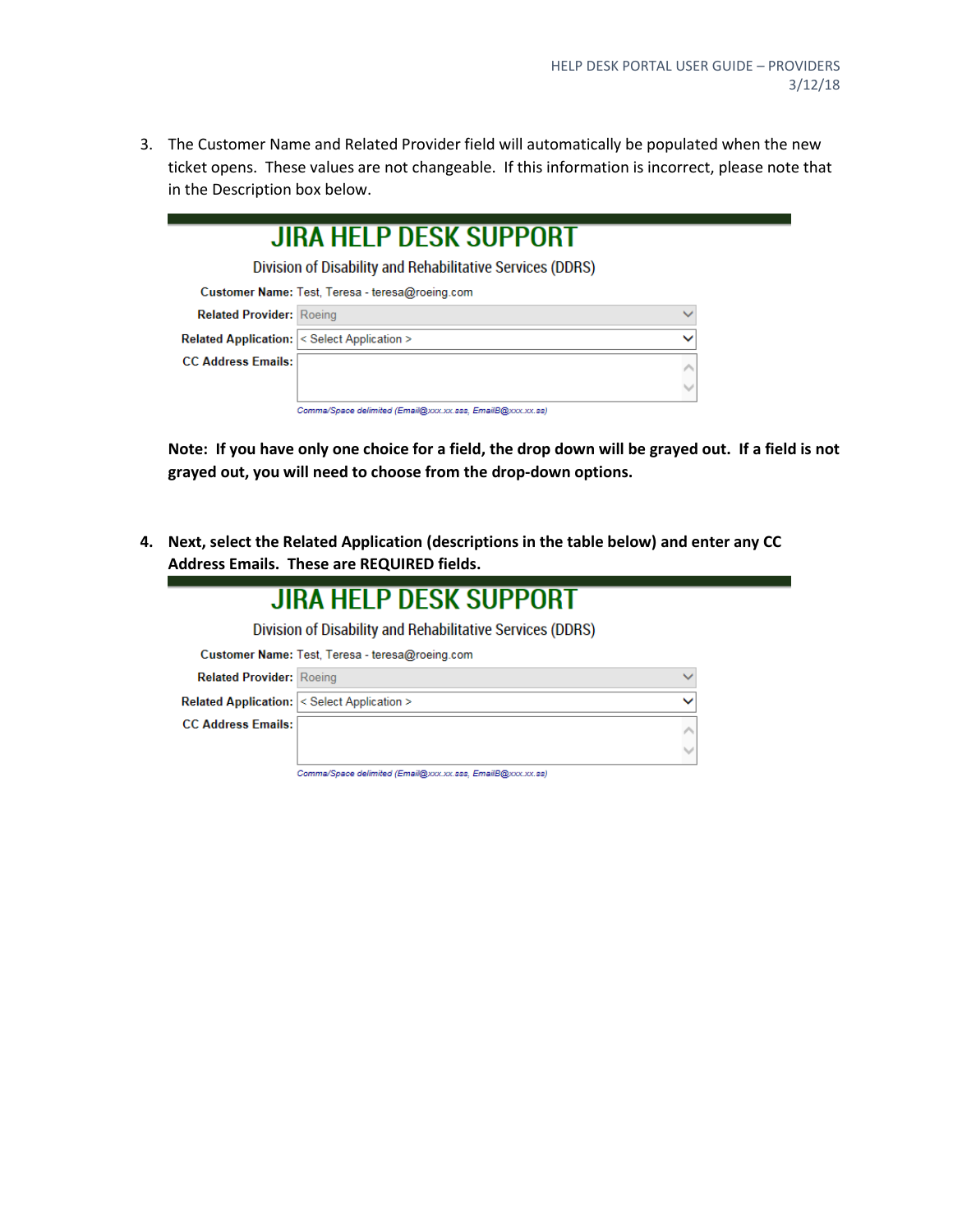3. The Customer Name and Related Provider field will automatically be populated when the new ticket opens. These values are not changeable. If this information is incorrect, please note that in the Description box below.

JIRA HELP DESK SUPPORT

Division of Disability and Rehabilitative Services (DDRS)

**Customer Name:** Test, Teresa - teresa@roeing.com

**Related Provider:** Roeing

**Related Application:** < Select Application >

**CC Address Emails:**

*Comma/Space delimited (Email@xxx.xx.sss, EmailB@xxx.xx.ss)*

**Note: If you have only one choice for a field, the drop down will be grayed out. If a field is not grayed out, you will need to choose from the drop-down options.**

4. **Next, select the Related Application (descriptions in the table below) and enter any CC Address Emails. These are REQUIRED fields.**

JIRA HELP DESK SUPPORT

Division of Disability and Rehabilitative Services (DDRS)

**Customer Name:** Test, Teresa - teresa@roeing.com

**Related Provider:** Roeing

**Related Application:** < Select Application >

**CC Address Emails:**

*Comma/Space delimited (Email@xxx.xx.sss, EmailB@xxx.xx.ss)*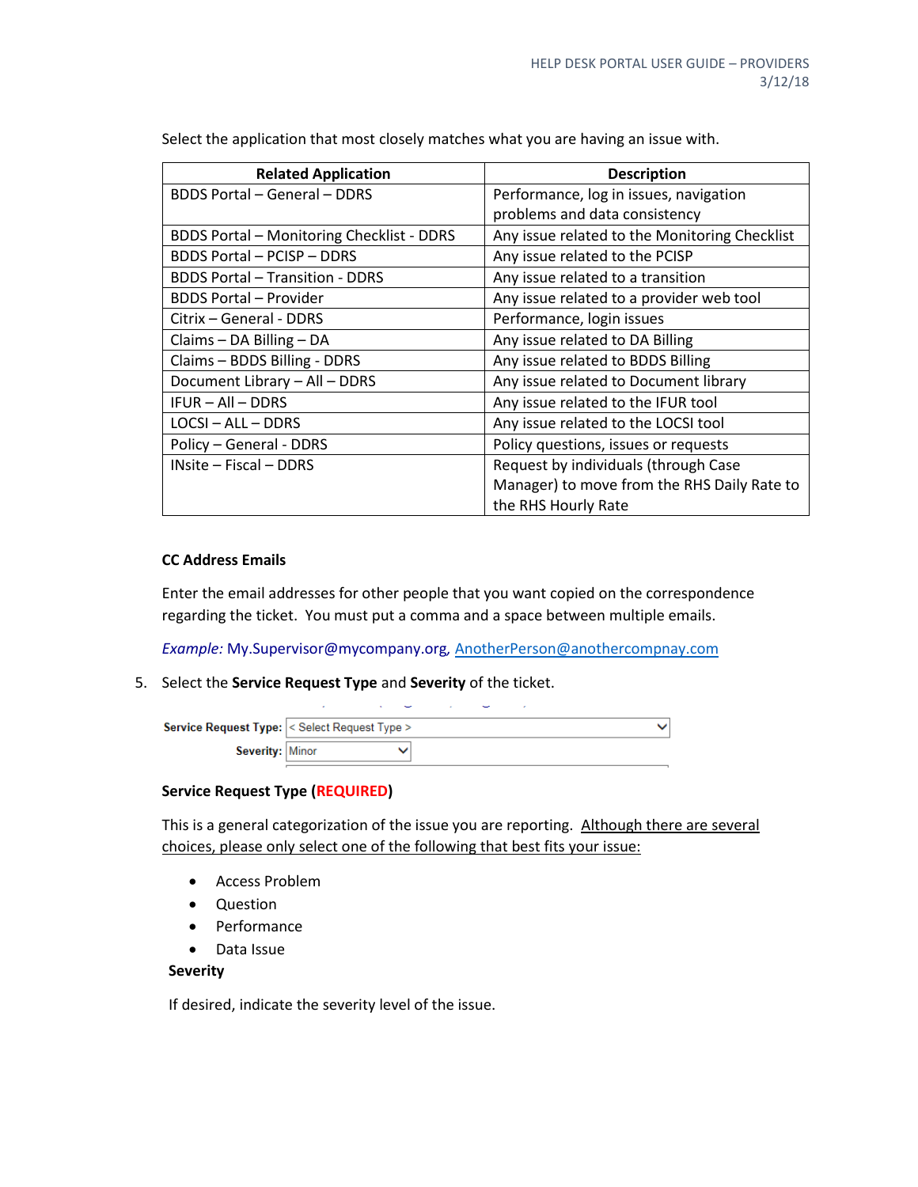Select the application that most closely matches what you are having an issue with.

| Related Application | Description |
|---|---|
| BDDS Portal – General – DDRS | Performance, log in issues, navigation problems and data consistency |
| BDDS Portal – Monitoring Checklist - DDRS | Any issue related to the Monitoring Checklist |
| BDDS Portal – PCISP – DDRS | Any issue related to the PCISP |
| BDDS Portal – Transition - DDRS | Any issue related to a transition |
| BDDS Portal – Provider | Any issue related to a provider web tool |
| Citrix – General - DDRS | Performance, login issues |
| Claims – DA Billing – DA | Any issue related to DA Billing |
| Claims – BDDS Billing - DDRS | Any issue related to BDDS Billing |
| Document Library – All – DDRS | Any issue related to Document library |
| IFUR – All – DDRS | Any issue related to the IFUR tool |
| LOCSI – ALL – DDRS | Any issue related to the LOCSI tool |
| Policy – General - DDRS | Policy questions, issues or requests |
| INsite – Fiscal – DDRS | Request by individuals (through Case Manager) to move from the RHS Daily Rate to the RHS Hourly Rate |

**CC Address Emails**

Enter the email addresses for other people that you want copied on the correspondence regarding the ticket. You must put a comma and a space between multiple emails.

*Example:* My.Supervisor@mycompany.org, AnotherPerson@anothercompnay.com

5. Select the **Service Request Type** and **Severity** of the ticket.

Service Request Type: < Select Request Type >
Severity: Minor

**Service Request Type (REQUIRED)**

This is a general categorization of the issue you are reporting. Although there are several choices, please only select one of the following that best fits your issue:

- Access Problem
- Question
- Performance
- Data Issue

**Severity**

If desired, indicate the severity level of the issue.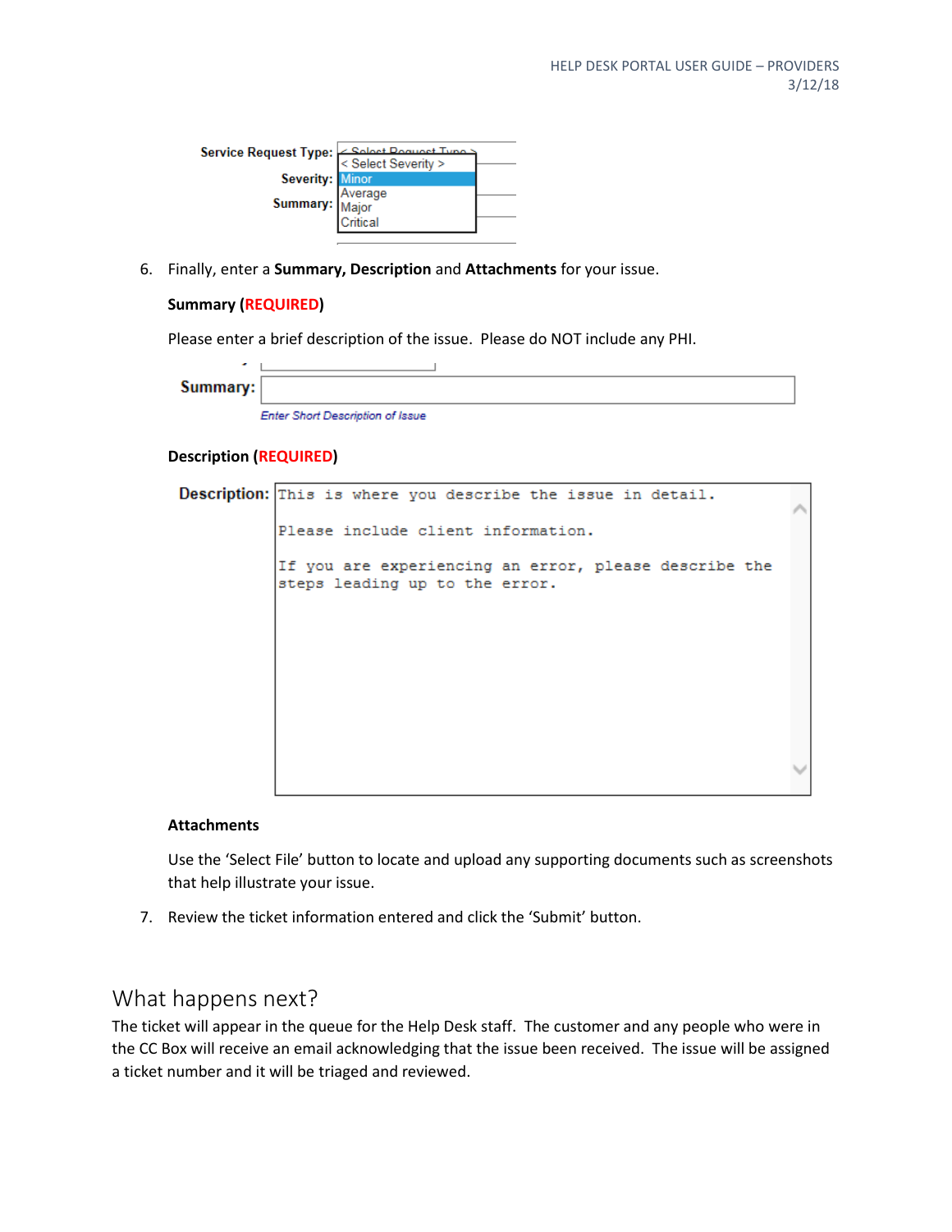Service Request Type:
Severity: < Select Severity > / Minor / Average / Major / Critical
Summary:

6. Finally, enter a **Summary, Description** and **Attachments** for your issue.

   **Summary (REQUIRED)**

   Please enter a brief description of the issue. Please do NOT include any PHI.

   **Summary:**

   *Enter Short Description of Issue*

   **Description (REQUIRED)**

   **Description:**

   ```
   This is where you describe the issue in detail.

   Please include client information.

   If you are experiencing an error, please describe the
   steps leading up to the error.
   ```

   **Attachments**

   Use the 'Select File' button to locate and upload any supporting documents such as screenshots that help illustrate your issue.

7. Review the ticket information entered and click the 'Submit' button.

## What happens next?

The ticket will appear in the queue for the Help Desk staff. The customer and any people who were in the CC Box will receive an email acknowledging that the issue been received. The issue will be assigned a ticket number and it will be triaged and reviewed.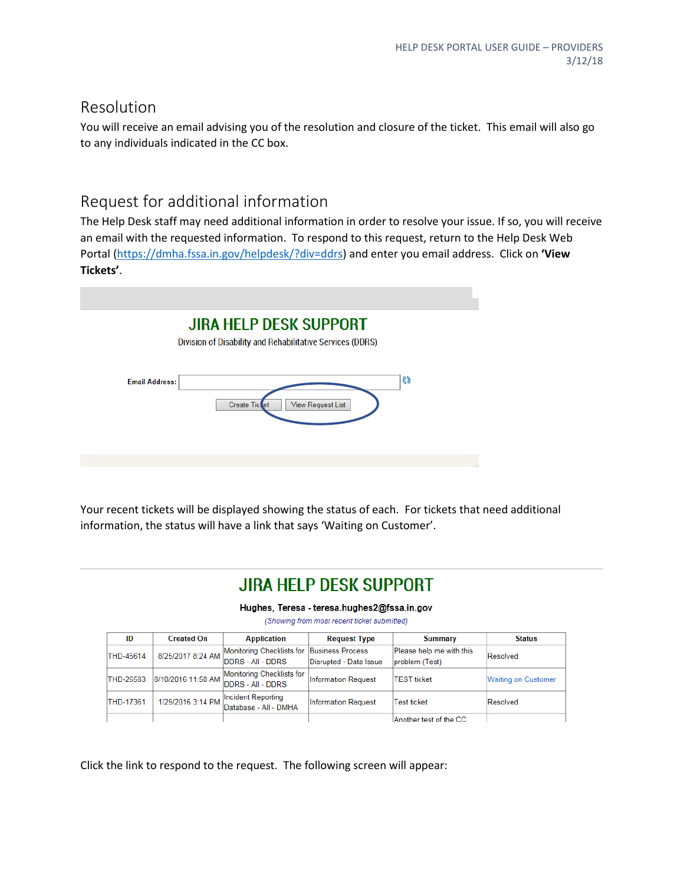## Resolution

You will receive an email advising you of the resolution and closure of the ticket. This email will also go to any individuals indicated in the CC box.

## Request for additional information

The Help Desk staff may need additional information in order to resolve your issue. If so, you will receive an email with the requested information. To respond to this request, return to the Help Desk Web Portal (https://dmha.fssa.in.gov/helpdesk/?div=ddrs) and enter you email address. Click on **'View Tickets'**.

**JIRA HELP DESK SUPPORT**

Division of Disability and Rehabilitative Services (DDRS)

Email Address: [ ]

Create Ticket | View Request List

Your recent tickets will be displayed showing the status of each. For tickets that need additional information, the status will have a link that says 'Waiting on Customer'.

**JIRA HELP DESK SUPPORT**

**Hughes, Teresa - teresa.hughes2@fssa.in.gov**

*(Showing from most recent ticket submitted)*

| ID | Created On | Application | Request Type | Summary | Status |
|---|---|---|---|---|---|
| THD-45614 | 8/25/2017 8:24 AM | Monitoring Checklists for DDRS - All - DDRS | Business Process Disrupted - Data Issue | Please help me with this problem (Test) | Resolved |
| THD-26583 | 8/10/2016 11:50 AM | Monitoring Checklists for DDRS - All - DDRS | Information Request | TEST ticket | Waiting on Customer |
| THD-17361 | 1/29/2016 3:14 PM | Incident Reporting Database - All - DMHA | Information Request | Test ticket | Resolved |
| | | | | Another test of the CC | |

Click the link to respond to the request. The following screen will appear: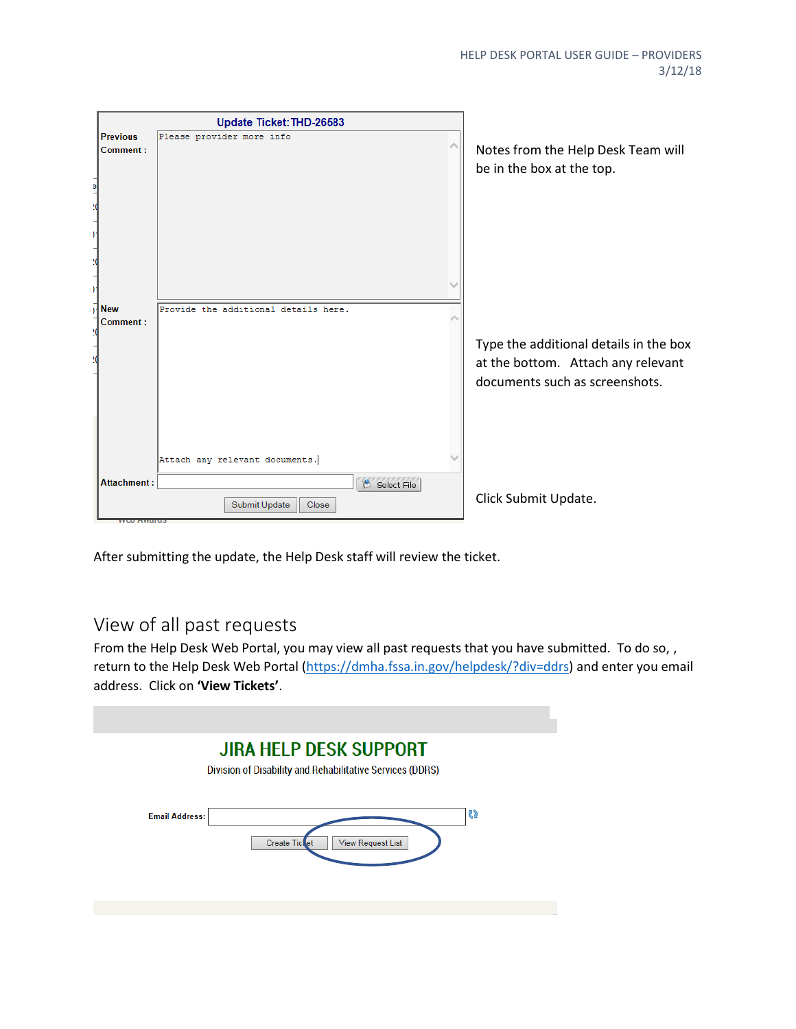Notes from the Help Desk Team will be in the box at the top.

Type the additional details in the box at the bottom. Attach any relevant documents such as screenshots.

Click Submit Update.

After submitting the update, the Help Desk staff will review the ticket.

## View of all past requests

From the Help Desk Web Portal, you may view all past requests that you have submitted. To do so, , return to the Help Desk Web Portal (https://dmha.fssa.in.gov/helpdesk/?div=ddrs) and enter you email address. Click on **'View Tickets'**.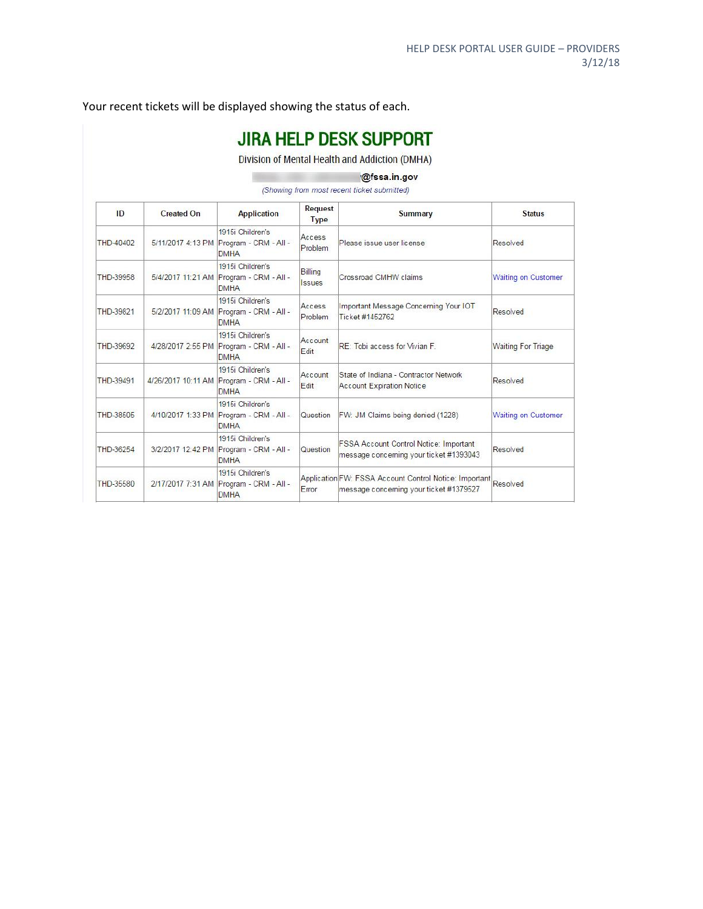Your recent tickets will be displayed showing the status of each.

# JIRA HELP DESK SUPPORT

Division of Mental Health and Addiction (DMHA)

**@fssa.in.gov**

*(Showing from most recent ticket submitted)*

| ID | Created On | Application | Request Type | Summary | Status |
|---|---|---|---|---|---|
| THD-40402 | 5/11/2017 4:13 PM | 1915i Children's Program - CRM - All - DMHA | Access Problem | Please issue user license | Resolved |
| THD-39958 | 5/4/2017 11:21 AM | 1915i Children's Program - CRM - All - DMHA | Billing Issues | Crossroad CMHW claims | Waiting on Customer |
| THD-39821 | 5/2/2017 11:09 AM | 1915i Children's Program - CRM - All - DMHA | Access Problem | Important Message Concerning Your IOT Ticket #1452762 | Resolved |
| THD-39692 | 4/28/2017 2:55 PM | 1915i Children's Program - CRM - All - DMHA | Account Edit | RE: Tobi access for Vivian F. | Waiting For Triage |
| THD-39491 | 4/26/2017 10:11 AM | 1915i Children's Program - CRM - All - DMHA | Account Edit | State of Indiana - Contractor Network Account Expiration Notice | Resolved |
| THD-38505 | 4/10/2017 1:33 PM | 1915i Children's Program - CRM - All - DMHA | Question | FW: JM Claims being denied (1228) | Waiting on Customer |
| THD-36254 | 3/2/2017 12:42 PM | 1915i Children's Program - CRM - All - DMHA | Question | FSSA Account Control Notice: Important message concerning your ticket #1393043 | Resolved |
| THD-35580 | 2/17/2017 7:31 AM | 1915i Children's Program - CRM - All - DMHA | Application Error | FW: FSSA Account Control Notice: Important message concerning your ticket #1379527 | Resolved |